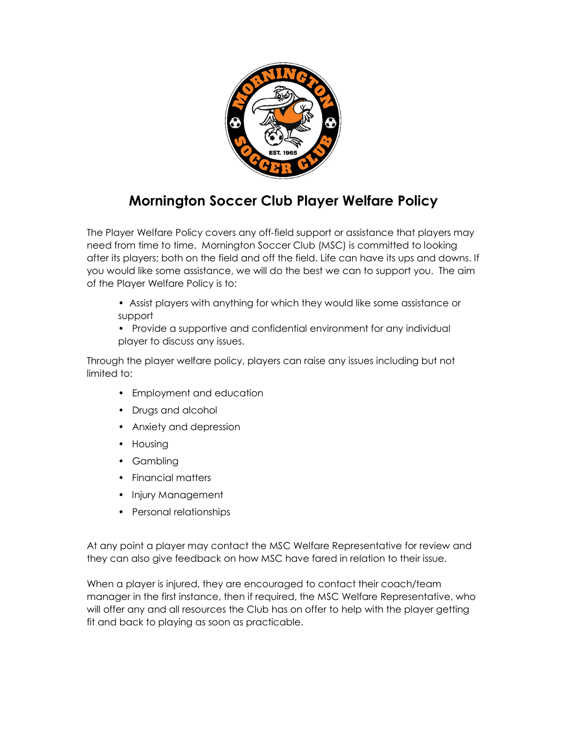# Mornington Soccer Club Player Welfare Policy

The Player Welfare Policy covers any off-field support or assistance that players may need from time to time. Mornington Soccer Club (MSC) is committed to looking after its players; both on the field and off the field. Life can have its ups and downs. If you would like some assistance, we will do the best we can to support you. The aim of the Player Welfare Policy is to:

- Assist players with anything for which they would like some assistance or support
- Provide a supportive and confidential environment for any individual player to discuss any issues.

Through the player welfare policy, players can raise any issues including but not limited to:

- Employment and education
- Drugs and alcohol
- Anxiety and depression
- Housing
- Gambling
- Financial matters
- Injury Management
- Personal relationships

At any point a player may contact the MSC Welfare Representative for review and they can also give feedback on how MSC have fared in relation to their issue.

When a player is injured, they are encouraged to contact their coach/team manager in the first instance, then if required, the MSC Welfare Representative, who will offer any and all resources the Club has on offer to help with the player getting fit and back to playing as soon as practicable.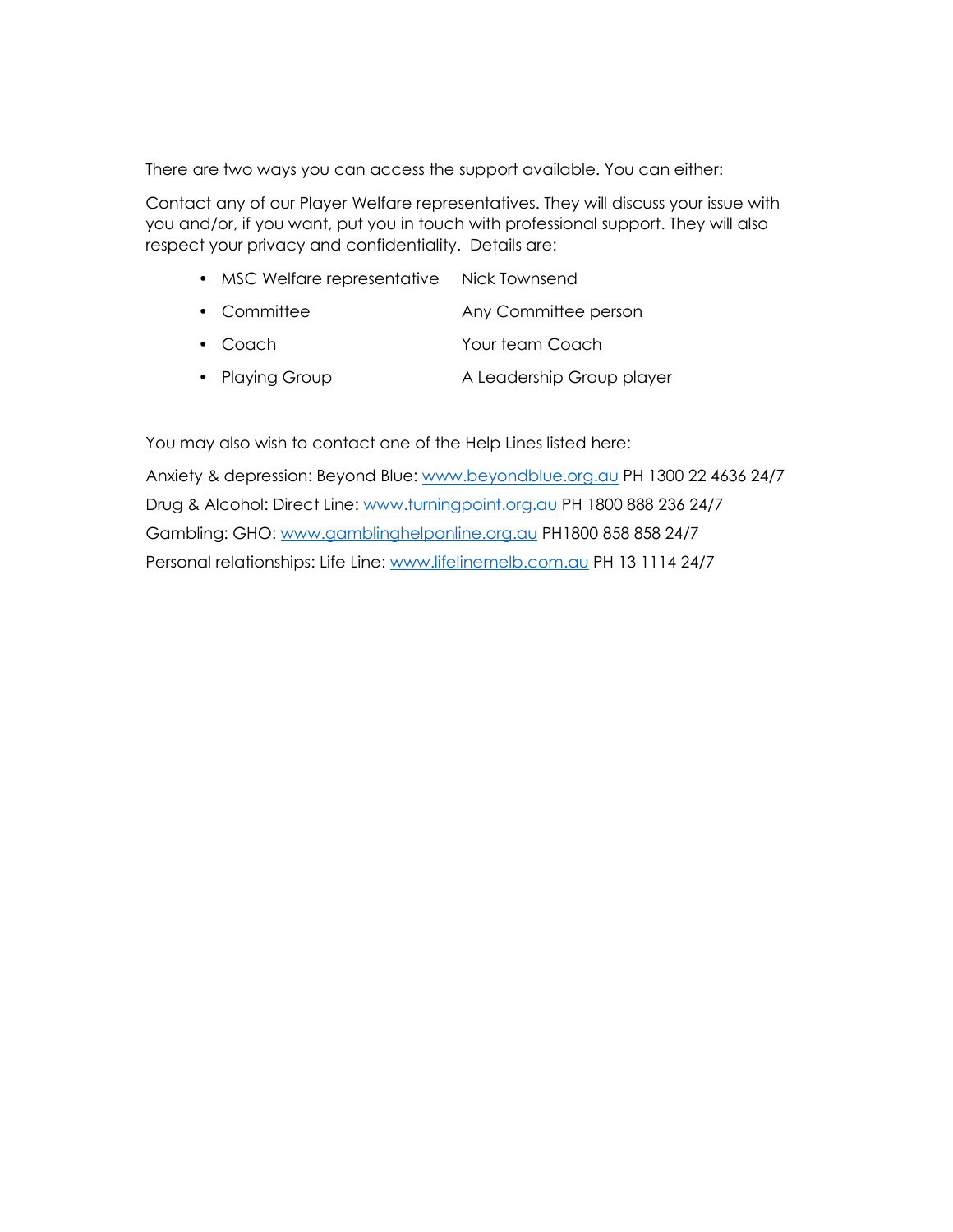There are two ways you can access the support available. You can either:

Contact any of our Player Welfare representatives. They will discuss your issue with you and/or, if you want, put you in touch with professional support. They will also respect your privacy and confidentiality. Details are:

- MSC Welfare representative    Nick Townsend
- Committee    Any Committee person
- Coach    Your team Coach
- Playing Group    A Leadership Group player

You may also wish to contact one of the Help Lines listed here:

Anxiety & depression: Beyond Blue: www.beyondblue.org.au PH 1300 22 4636 24/7

Drug & Alcohol: Direct Line: www.turningpoint.org.au PH 1800 888 236 24/7

Gambling: GHO: www.gamblinghelponline.org.au PH1800 858 858 24/7

Personal relationships: Life Line: www.lifelinemelb.com.au PH 13 1114 24/7